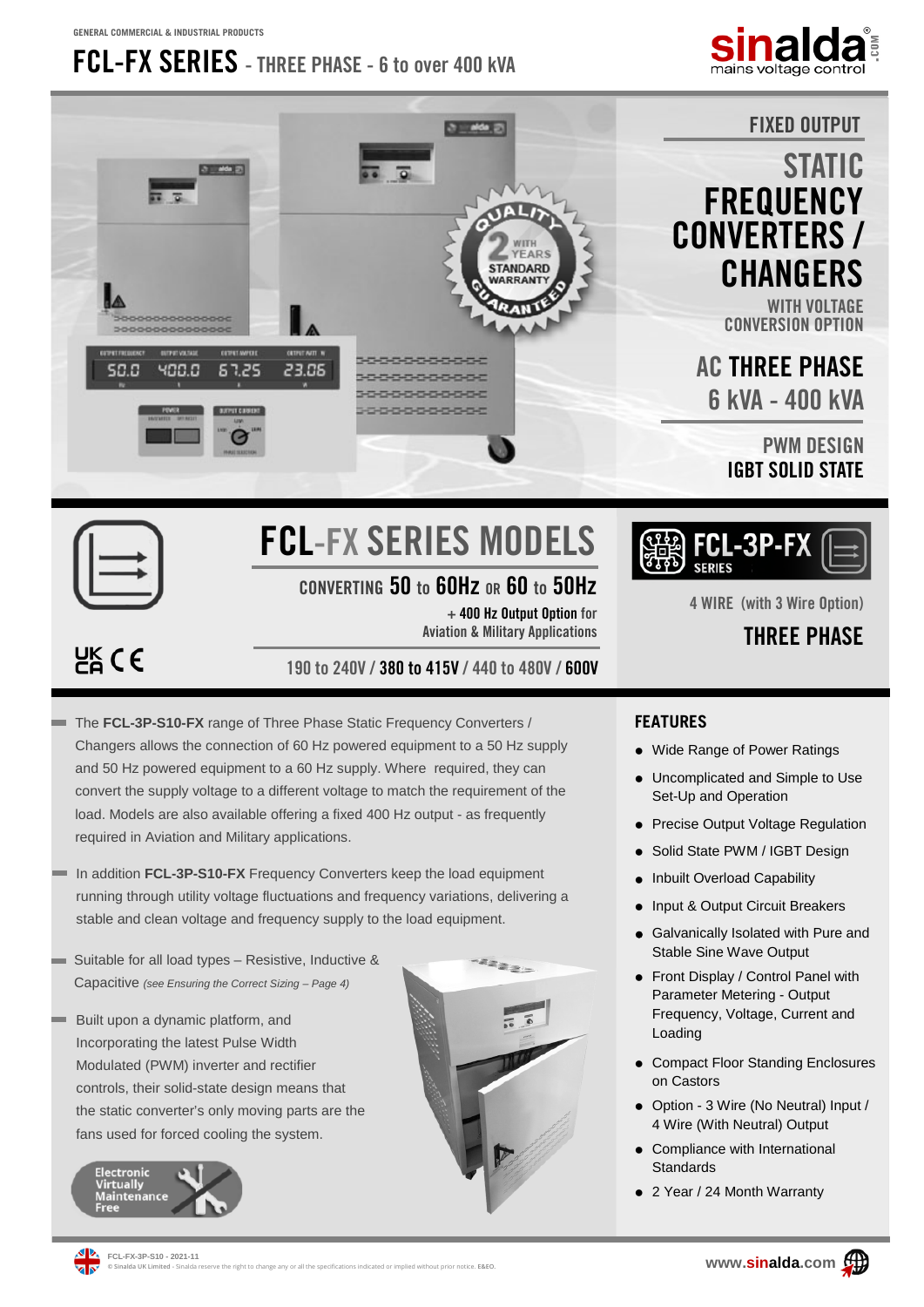GENERAL COMMERCIAL & INDUSTRIAL PRODUCTS

# FCL-FX SERIES - THREE PHASE - 6 to over 400 kVA

sinalda® mains voltage control

FIXED OUTPUT

## STATIC FREQUENCY CONVERTERS / CHANGERS

WITH VOLTAGE CONVERSION OPTION

AC THREE PHASE
6 kVA - 400 kVA

PWM DESIGN
IGBT SOLID STATE

## FCL-FX SERIES MODELS

CONVERTING **50** to **60Hz** OR **60** to **50Hz**

+ **400 Hz Output Option** for Aviation & Military Applications

190 to 240V / **380 to 415V** / 440 to 480V / **600V**

**FCL-3P-FX SERIES**

4 WIRE (with 3 Wire Option)

**THREE PHASE**

- The **FCL-3P-S10-FX** range of Three Phase Static Frequency Converters / Changers allows the connection of 60 Hz powered equipment to a 50 Hz supply and 50 Hz powered equipment to a 60 Hz supply. Where required, they can convert the supply voltage to a different voltage to match the requirement of the load. Models are also available offering a fixed 400 Hz output - as frequently required in Aviation and Military applications.

- In addition **FCL-3P-S10-FX** Frequency Converters keep the load equipment running through utility voltage fluctuations and frequency variations, delivering a stable and clean voltage and frequency supply to the load equipment.

- Suitable for all load types – Resistive, Inductive & Capacitive *(see Ensuring the Correct Sizing – Page 4)*

- Built upon a dynamic platform, and Incorporating the latest Pulse Width Modulated (PWM) inverter and rectifier controls, their solid-state design means that the static converter's only moving parts are the fans used for forced cooling the system.

Electronic Virtually Maintenance Free

### FEATURES

- Wide Range of Power Ratings
- Uncomplicated and Simple to Use Set-Up and Operation
- Precise Output Voltage Regulation
- Solid State PWM / IGBT Design
- Inbuilt Overload Capability
- Input & Output Circuit Breakers
- Galvanically Isolated with Pure and Stable Sine Wave Output
- Front Display / Control Panel with Parameter Metering - Output Frequency, Voltage, Current and Loading
- Compact Floor Standing Enclosures on Castors
- Option - 3 Wire (No Neutral) Input / 4 Wire (With Neutral) Output
- Compliance with International Standards
- 2 Year / 24 Month Warranty

FCL-FX-3P-S10 - 2021-11
© Sinalda UK Limited - Sinalda reserve the right to change any or all the specifications indicated or implied without prior notice. E&EO.

www.sinalda.com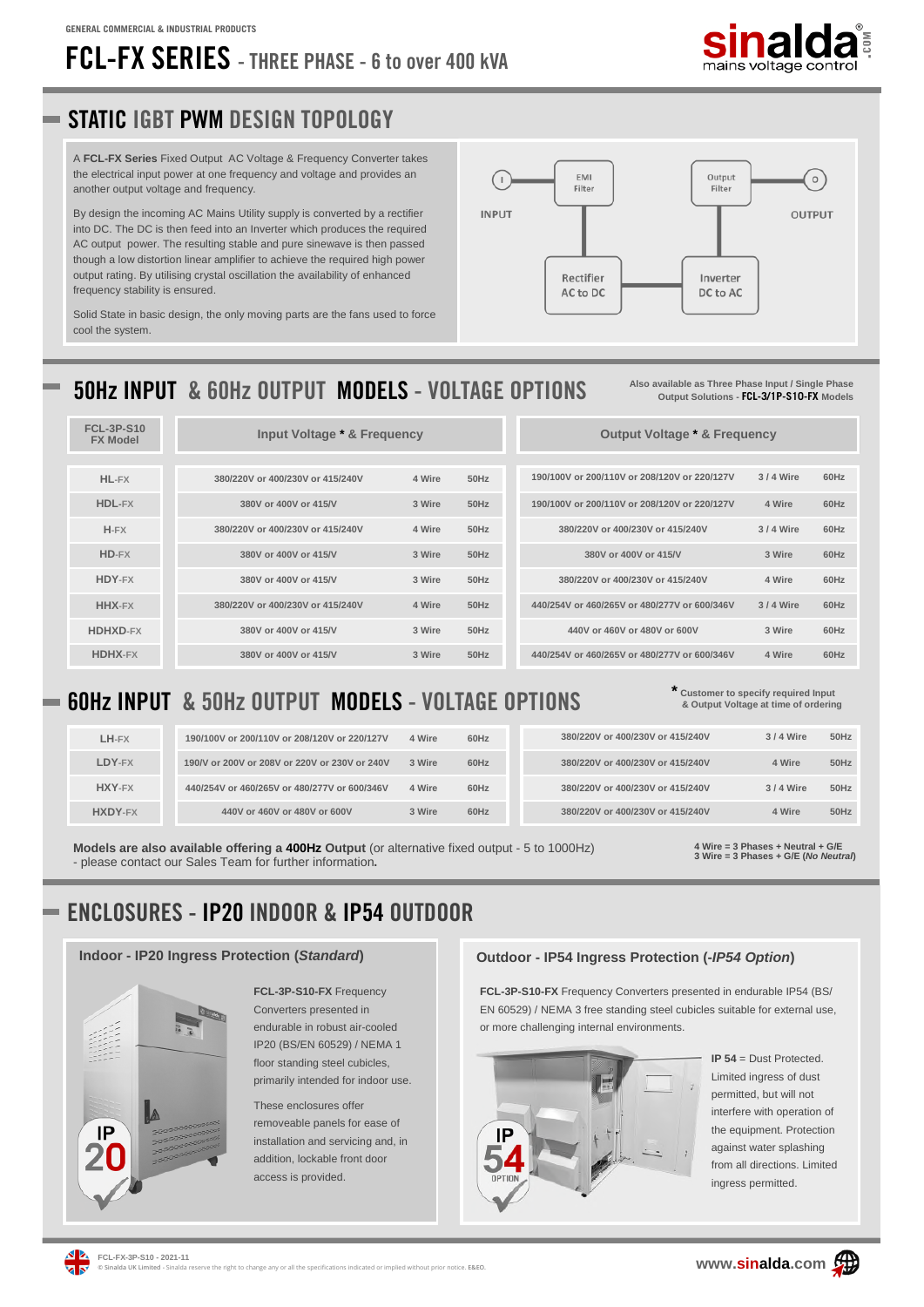GENERAL COMMERCIAL & INDUSTRIAL PRODUCTS

# FCL-FX SERIES - THREE PHASE - 6 to over 400 kVA

## STATIC IGBT PWM DESIGN TOPOLOGY

A **FCL-FX Series** Fixed Output AC Voltage & Frequency Converter takes the electrical input power at one frequency and voltage and provides an another output voltage and frequency.

By design the incoming AC Mains Utility supply is converted by a rectifier into DC. The DC is then feed into an Inverter which produces the required AC output power. The resulting stable and pure sinewave is then passed though a low distortion linear amplifier to achieve the required high power output rating. By utilising crystal oscillation the availability of enhanced frequency stability is ensured.

Solid State in basic design, the only moving parts are the fans used to force cool the system.

INPUT → EMI Filter → Rectifier AC to DC → Inverter DC to AC → Output Filter → OUTPUT

## 50Hz INPUT & 60Hz OUTPUT MODELS - VOLTAGE OPTIONS

Also available as Three Phase Input / Single Phase Output Solutions - **FCL-3/1P-S10-FX** Models

| FCL-3P-S10 FX Model | Input Voltage * & Frequency | | | Output Voltage * & Frequency | | |
|---|---|---|---|---|---|---|
| HL-FX | 380/220V or 400/230V or 415/240V | 4 Wire | 50Hz | 190/100V or 200/110V or 208/120V or 220/127V | 3 / 4 Wire | 60Hz |
| HDL-FX | 380V or 400V or 415/V | 3 Wire | 50Hz | 190/100V or 200/110V or 208/120V or 220/127V | 4 Wire | 60Hz |
| H-FX | 380/220V or 400/230V or 415/240V | 4 Wire | 50Hz | 380/220V or 400/230V or 415/240V | 3 / 4 Wire | 60Hz |
| HD-FX | 380V or 400V or 415/V | 3 Wire | 50Hz | 380V or 400V or 415/V | 3 Wire | 60Hz |
| HDY-FX | 380V or 400V or 415/V | 3 Wire | 50Hz | 380/220V or 400/230V or 415/240V | 4 Wire | 60Hz |
| HHX-FX | 380/220V or 400/230V or 415/240V | 4 Wire | 50Hz | 440/254V or 460/265V or 480/277V or 600/346V | 3 / 4 Wire | 60Hz |
| HDHXD-FX | 380V or 400V or 415/V | 3 Wire | 50Hz | 440V or 460V or 480V or 600V | 3 Wire | 60Hz |
| HDHX-FX | 380V or 400V or 415/V | 3 Wire | 50Hz | 440/254V or 460/265V or 480/277V or 600/346V | 4 Wire | 60Hz |

## 60Hz INPUT & 50Hz OUTPUT MODELS - VOLTAGE OPTIONS

* Customer to specify required Input & Output Voltage at time of ordering

| Model | Input Voltage | | | Output Voltage | | |
|---|---|---|---|---|---|---|
| LH-FX | 190/100V or 200/110V or 208/120V or 220/127V | 4 Wire | 60Hz | 380/220V or 400/230V or 415/240V | 3 / 4 Wire | 50Hz |
| LDY-FX | 190/V or 200V or 208V or 220V or 230V or 240V | 3 Wire | 60Hz | 380/220V or 400/230V or 415/240V | 4 Wire | 50Hz |
| HXY-FX | 440/254V or 460/265V or 480/277V or 600/346V | 4 Wire | 60Hz | 380/220V or 400/230V or 415/240V | 3 / 4 Wire | 50Hz |
| HXDY-FX | 440V or 460V or 480V or 600V | 3 Wire | 60Hz | 380/220V or 400/230V or 415/240V | 4 Wire | 50Hz |

**Models are also available offering a 400Hz Output** (or alternative fixed output - 5 to 1000Hz) - please contact our Sales Team for further information**.**

**4 Wire = 3 Phases + Neutral + G/E**
**3 Wire = 3 Phases + G/E (*No Neutral*)**

## ENCLOSURES - IP20 INDOOR & IP54 OUTDOOR

### Indoor - IP20 Ingress Protection (*Standard*)

**FCL-3P-S10-FX** Frequency Converters presented in endurable robust air-cooled IP20 (BS/EN 60529) / NEMA 1 floor standing steel cubicles, primarily intended for indoor use.

These enclosures offer removeable panels for ease of installation and servicing and, in addition, lockable front door access is provided.

### Outdoor - IP54 Ingress Protection (*-IP54 Option*)

**FCL-3P-S10-FX** Frequency Converters presented in endurable IP54 (BS/ EN 60529) / NEMA 3 free standing steel cubicles suitable for external use, or more challenging internal environments.

**IP 54** = Dust Protected. Limited ingress of dust permitted, but will not interfere with operation of the equipment. Protection against water splashing from all directions. Limited ingress permitted.

FCL-FX-3P-S10 - 2021-11
© Sinalda UK Limited - Sinalda reserve the right to change any or all the specifications indicated or implied without prior notice. E&EO.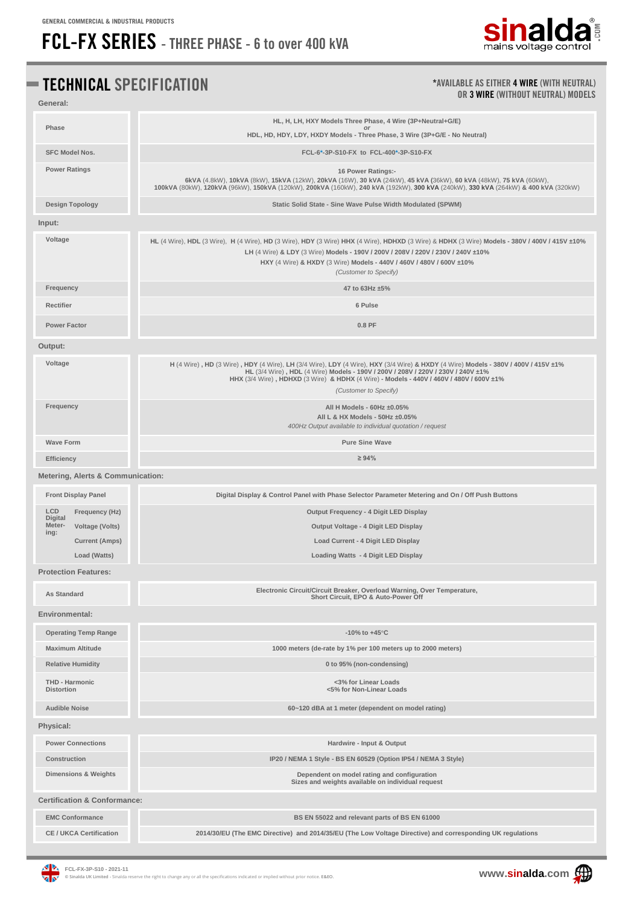GENERAL COMMERCIAL & INDUSTRIAL PRODUCTS

# FCL-FX SERIES - THREE PHASE - 6 to over 400 kVA

## TECHNICAL SPECIFICATION

*AVAILABLE AS EITHER **4 WIRE** (WITH NEUTRAL) OR **3 WIRE** (WITHOUT NEUTRAL) MODELS

### General:

| | |
|---|---|
| Phase | HL, H, LH, HXY Models Three Phase, 4 Wire (3P+Neutral+G/E) *or* HDL, HD, HDY, LDY, HXDY Models - Three Phase, 3 Wire (3P+G/E - No Neutral) |
| SFC Model Nos. | FCL-6*-3P-S10-FX to FCL-400*-3P-S10-FX |
| Power Ratings | 16 Power Ratings:- **6kVA** (4.8kW), **10kVA** (8kW), **15kVA** (12kW), **20kVA** (16W), **30 kVA** (24kW), **45 kVA** (36kW), **60 kVA** (48kW), **75 kVA** (60kW), **100kVA** (80kW), **120kVA** (96kW), **150kVA** (120kW), **200kVA** (160kW), **240 kVA** (192kW), **300 kVA** (240kW), **330 kVA** (264kW) & **400 kVA** (320kW) |
| Design Topology | Static Solid State - Sine Wave Pulse Width Modulated (SPWM) |

### Input:

| | |
|---|---|
| Voltage | **HL** (4 Wire), **HDL** (3 Wire), **H** (4 Wire), **HD** (3 Wire), **HDY** (3 Wire) **HHX** (4 Wire), **HDHXD** (3 Wire) & **HDHX** (3 Wire) **Models - 380V / 400V / 415V ±10%**<br>**LH** (4 Wire) & **LDY** (3 Wire) **Models - 190V / 200V / 208V / 220V / 230V / 240V ±10%**<br>**HXY** (4 Wire) & **HXDY** (3 Wire) **Models - 440V / 460V / 480V / 600V ±10%**<br>*(Customer to Specify)* |
| Frequency | 47 to 63Hz ±5% |
| Rectifier | 6 Pulse |
| Power Factor | 0.8 PF |

### Output:

| | |
|---|---|
| Voltage | **H** (4 Wire) **, HD** (3 Wire) **, HDY** (4 Wire), **LH** (3/4 Wire), **LDY** (4 Wire), **HXY** (3/4 Wire) **& HXDY** (4 Wire) **Models - 380V / 400V / 415V ±1%**<br>**HL** (3/4 Wire) **, HDL** (4 Wire) **Models - 190V / 200V / 208V / 220V / 230V / 240V ±1%**<br>**HHX** (3/4 Wire) **, HDHXD** (3 Wire) **& HDHX** (4 Wire) **- Models - 440V / 460V / 480V / 600V ±1%**<br>*(Customer to Specify)* |
| Frequency | All H Models - 60Hz ±0.05%<br>All L & HX Models - 50Hz ±0.05%<br>*400Hz Output available to individual quotation / request* |
| Wave Form | Pure Sine Wave |
| Efficiency | ≥ 94% |

### Metering, Alerts & Communication:

| | | |
|---|---|---|
| Front Display Panel | | Digital Display & Control Panel with Phase Selector Parameter Metering and On / Off Push Buttons |
| LCD Digital Metering: | Frequency (Hz) | Output Frequency - 4 Digit LED Display |
| | Voltage (Volts) | Output Voltage - 4 Digit LED Display |
| | Current (Amps) | Load Current - 4 Digit LED Display |
| | Load (Watts) | Loading Watts - 4 Digit LED Display |

### Protection Features:

| | |
|---|---|
| As Standard | Electronic Circuit/Circuit Breaker, Overload Warning, Over Temperature, Short Circuit, EPO & Auto-Power Off |

### Environmental:

| | |
|---|---|
| Operating Temp Range | -10% to +45°C |
| Maximum Altitude | 1000 meters (de-rate by 1% per 100 meters up to 2000 meters) |
| Relative Humidity | 0 to 95% (non-condensing) |
| THD - Harmonic Distortion | <3% for Linear Loads<br><5% for Non-Linear Loads |
| Audible Noise | 60~120 dBA at 1 meter (dependent on model rating) |

### Physical:

| | |
|---|---|
| Power Connections | Hardwire - Input & Output |
| Construction | IP20 / NEMA 1 Style - BS EN 60529 (Option IP54 / NEMA 3 Style) |
| Dimensions & Weights | Dependent on model rating and configuration<br>Sizes and weights available on individual request |

### Certification & Conformance:

| | |
|---|---|
| EMC Conformance | BS EN 55022 and relevant parts of BS EN 61000 |
| CE / UKCA Certification | 2014/30/EU (The EMC Directive) and 2014/35/EU (The Low Voltage Directive) and corresponding UK regulations |

FCL-FX-3P-S10 - 2021-11

© Sinalda UK Limited - Sinalda reserve the right to change any or all the specifications indicated or implied without prior notice. E&EO.

www.sinalda.com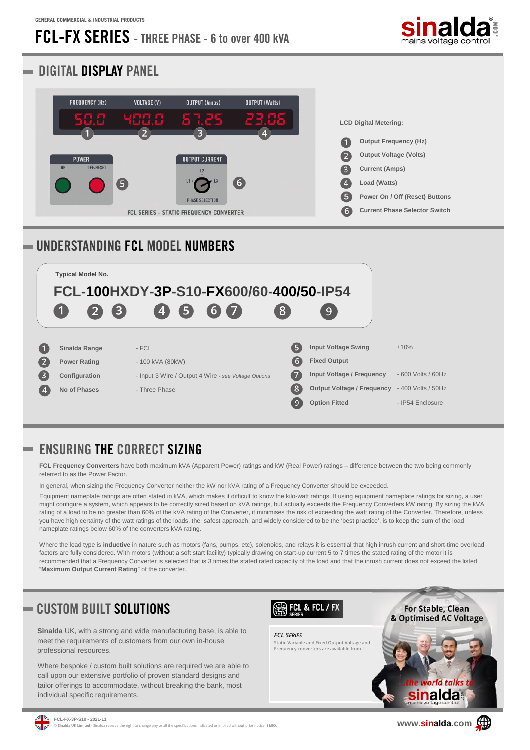GENERAL COMMERCIAL & INDUSTRIAL PRODUCTS

# FCL-FX SERIES - THREE PHASE - 6 to over 400 kVA

## DIGITAL DISPLAY PANEL

FREQUENCY (Hz) VOLTAGE (V) OUTPUT (Amps) OUTPUT (Watts)

50.0 400.0 67.25 23.06

POWER ON OFF/RESET

OUTPUT CURRENT L1 L2 L3 PHASE SELECTION

FCL SERIES - STATIC FREQUENCY CONVERTER

**LCD Digital Metering:**

1. Output Frequency (Hz)
2. Output Voltage (Volts)
3. Current (Amps)
4. Load (Watts)
5. Power On / Off (Reset) Buttons
6. Current Phase Selector Switch

## UNDERSTANDING FCL MODEL NUMBERS

Typical Model No.

**FCL-100HXDY-3P-S10-FX600/60-400/50-IP54**

| | | | | | | |
|---|---|---|---|---|---|---|
| 1 | Sinalda Range | - FCL | 5 | Input Voltage Swing | ±10% |
| 2 | Power Rating | - 100 kVA (80kW) | 6 | Fixed Output | |
| 3 | Configuration | - Input 3 Wire / Output 4 Wire - *see Voltage Options* | 7 | Input Voltage / Frequency | - 600 Volts / 60Hz |
| 4 | No of Phases | - Three Phase | 8 | Output Voltage / Frequency | - 400 Volts / 50Hz |
| | | | 9 | Option Fitted | - IP54 Enclosure |

## ENSURING THE CORRECT SIZING

**FCL Frequency Converters** have both maximum kVA (Apparent Power) ratings and kW (Real Power) ratings – difference between the two being commonly referred to as the Power Factor.

In general, when sizing the Frequency Converter neither the kW nor kVA rating of a Frequency Converter should be exceeded.

Equipment nameplate ratings are often stated in kVA, which makes it difficult to know the kilo-watt ratings. If using equipment nameplate ratings for sizing, a user might configure a system, which appears to be correctly sized based on kVA ratings, but actually exceeds the Frequency Converters kW rating. By sizing the kVA rating of a load to be no greater than 60% of the kVA rating of the Converter, it minimises the risk of exceeding the watt rating of the Converter. Therefore, unless you have high certainty of the watt ratings of the loads, the safest approach, and widely considered to be the 'best practice', is to keep the sum of the load nameplate ratings below 60% of the converters kVA rating.

Where the load type is **inductive** in nature such as motors (fans, pumps, etc), solenoids, and relays it is essential that high inrush current and short-time overload factors are fully considered. With motors (without a soft start facility) typically drawing on start-up current 5 to 7 times the stated rating of the motor it is recommended that a Frequency Converter is selected that is 3 times the stated rated capacity of the load and that the inrush current does not exceed the listed "**Maximum Output Current Rating**" of the converter.

## CUSTOM BUILT SOLUTIONS

**Sinalda** UK, with a strong and wide manufacturing base, is able to meet the requirements of customers from our own in-house professional resources.

Where bespoke / custom built solutions are required we are able to call upon our extensive portfolio of proven standard designs and tailor offerings to accommodate, without breaking the bank, most individual specific requirements.

FCL & FCL / FX SERIES

*FCL SERIES*
Static Variable and Fixed Output Voltage and Frequency converters are available from -

For Stable, Clean & Optimised AC Voltage

...the world talks to sinalda mains voltage control

FCL-FX-3P-S10 - 2021-11
© Sinalda UK Limited - Sinalda reserve the right to change any or all the specifications indicated or implied without prior notice. E&EO.

www.sinalda.com